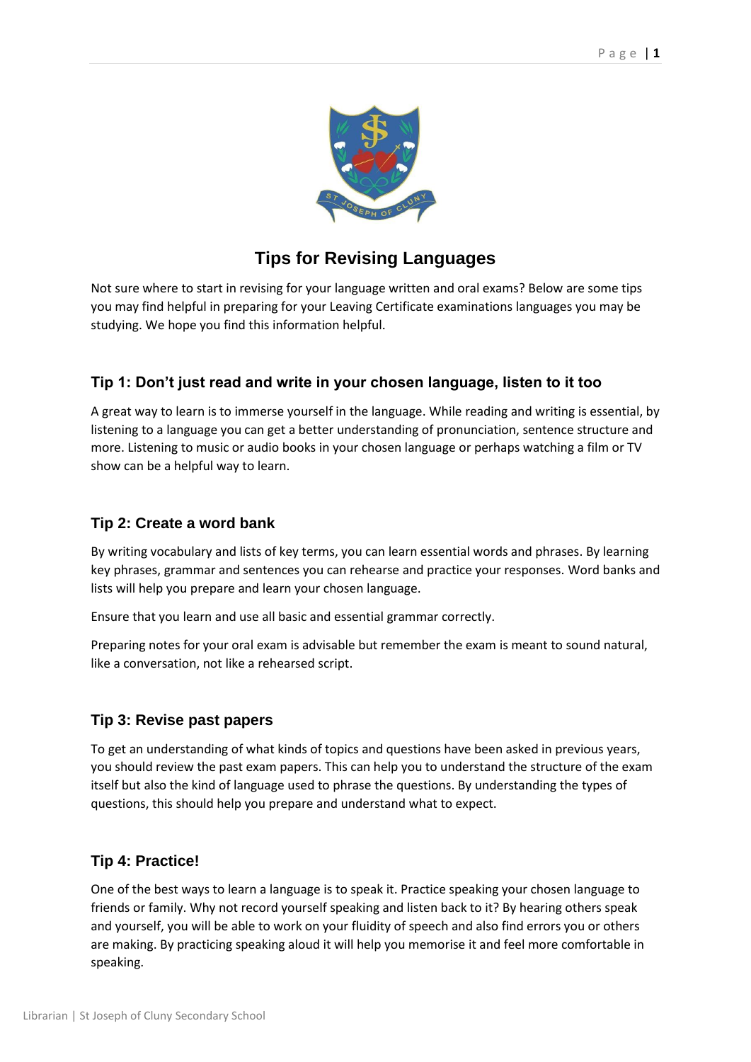# Tips for Revising Languages

Not sure where to start in revising for your language written and oral exams? Below are some tips you may find helpful in preparing for your Leaving Certificate examinations languages you may be studying. We hope you find this information helpful.

## Tip 1: Don't just read and write in your chosen language, listen to it too

A great way to learn is to immerse yourself in the language. While reading and writing is essential, by listening to a language you can get a better understanding of pronunciation, sentence structure and more. Listening to music or audio books in your chosen language or perhaps watching a film or TV show can be a helpful way to learn.

## Tip 2: Create a word bank

By writing vocabulary and lists of key terms, you can learn essential words and phrases. By learning key phrases, grammar and sentences you can rehearse and practice your responses. Word banks and lists will help you prepare and learn your chosen language.

Ensure that you learn and use all basic and essential grammar correctly.

Preparing notes for your oral exam is advisable but remember the exam is meant to sound natural, like a conversation, not like a rehearsed script.

## Tip 3: Revise past papers

To get an understanding of what kinds of topics and questions have been asked in previous years, you should review the past exam papers. This can help you to understand the structure of the exam itself but also the kind of language used to phrase the questions. By understanding the types of questions, this should help you prepare and understand what to expect.

## Tip 4: Practice!

One of the best ways to learn a language is to speak it. Practice speaking your chosen language to friends or family. Why not record yourself speaking and listen back to it? By hearing others speak and yourself, you will be able to work on your fluidity of speech and also find errors you or others are making. By practicing speaking aloud it will help you memorise it and feel more comfortable in speaking.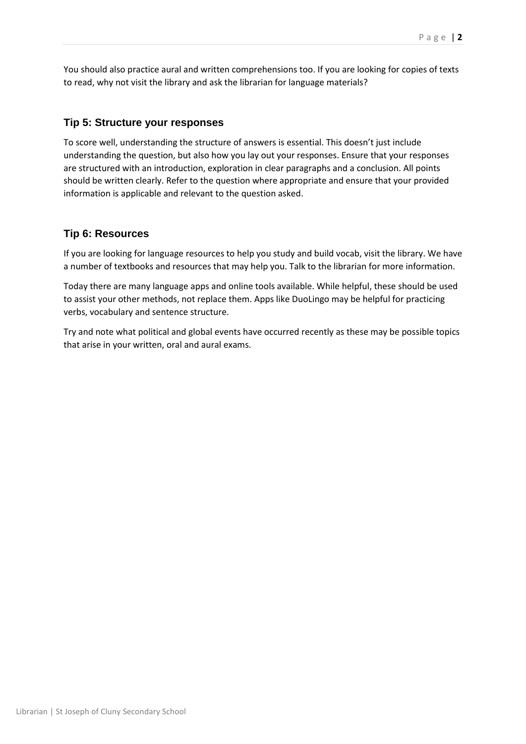You should also practice aural and written comprehensions too. If you are looking for copies of texts to read, why not visit the library and ask the librarian for language materials?

## Tip 5: Structure your responses

To score well, understanding the structure of answers is essential. This doesn't just include understanding the question, but also how you lay out your responses. Ensure that your responses are structured with an introduction, exploration in clear paragraphs and a conclusion. All points should be written clearly. Refer to the question where appropriate and ensure that your provided information is applicable and relevant to the question asked.

## Tip 6: Resources

If you are looking for language resources to help you study and build vocab, visit the library. We have a number of textbooks and resources that may help you. Talk to the librarian for more information.

Today there are many language apps and online tools available. While helpful, these should be used to assist your other methods, not replace them. Apps like DuoLingo may be helpful for practicing verbs, vocabulary and sentence structure.

Try and note what political and global events have occurred recently as these may be possible topics that arise in your written, oral and aural exams.